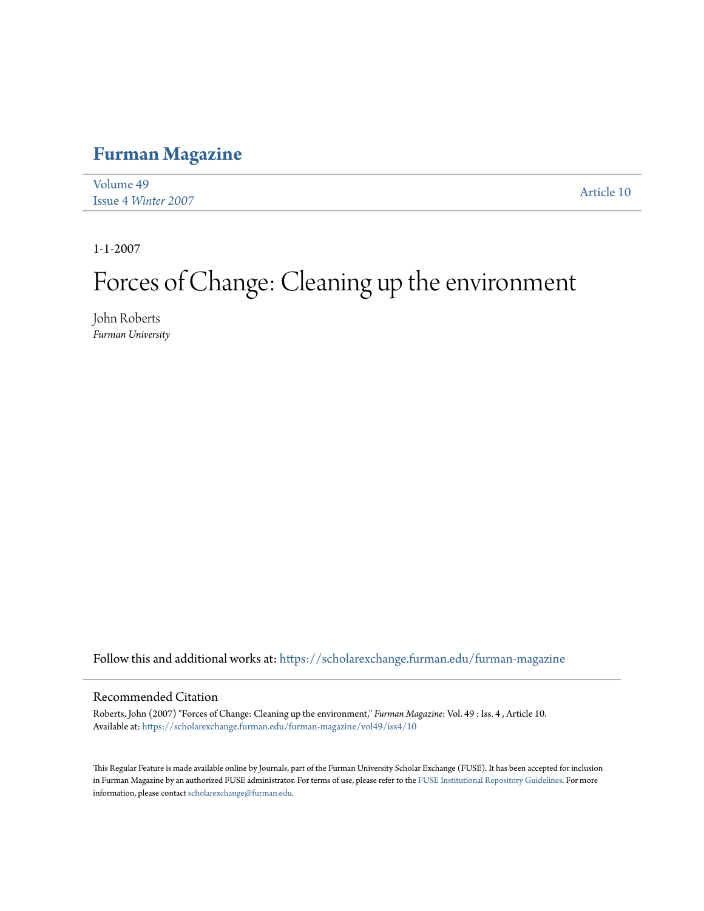# Furman Magazine

Volume 49
Issue 4 *Winter 2007*

Article 10

1-1-2007

# Forces of Change: Cleaning up the environment

John Roberts
*Furman University*

Follow this and additional works at: https://scholarexchange.furman.edu/furman-magazine

## Recommended Citation

Roberts, John (2007) "Forces of Change: Cleaning up the environment," *Furman Magazine*: Vol. 49 : Iss. 4 , Article 10.
Available at: https://scholarexchange.furman.edu/furman-magazine/vol49/iss4/10

This Regular Feature is made available online by Journals, part of the Furman University Scholar Exchange (FUSE). It has been accepted for inclusion in Furman Magazine by an authorized FUSE administrator. For terms of use, please refer to the FUSE Institutional Repository Guidelines. For more information, please contact scholarexchange@furman.edu.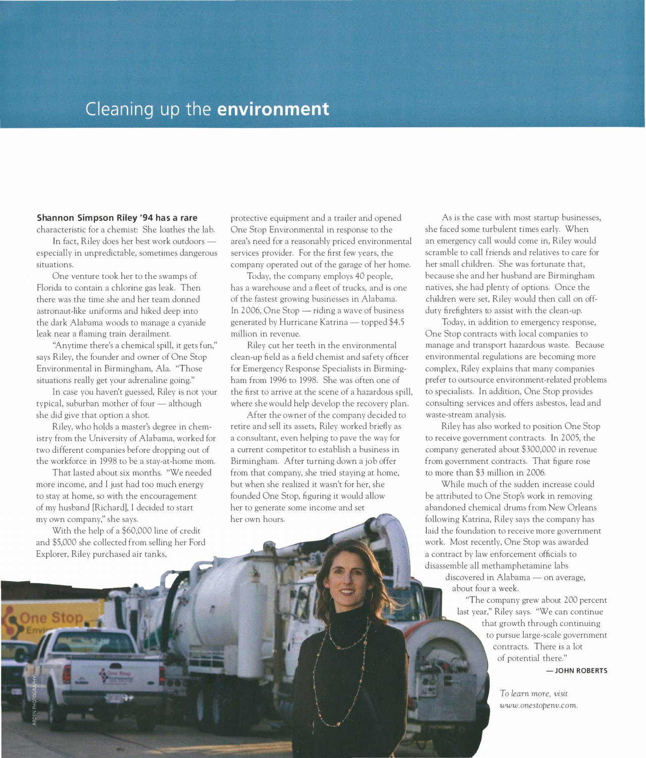# Cleaning up the **environment**

**Shannon Simpson Riley '94 has a rare** characteristic for a chemist: She loathes the lab.

In fact, Riley does her best work outdoors — especially in unpredictable, sometimes dangerous situations.

One venture took her to the swamps of Florida to contain a chlorine gas leak. Then there was the time she and her team donned astronaut-like uniforms and hiked deep into the dark Alabama woods to manage a cyanide leak near a flaming train derailment.

"Anytime there's a chemical spill, it gets fun," says Riley, the founder and owner of One Stop Environmental in Birmingham, Ala. "Those situations really get your adrenaline going."

In case you haven't guessed, Riley is not your typical, suburban mother of four — although she did give that option a shot.

Riley, who holds a master's degree in chemistry from the University of Alabama, worked for two different companies before dropping out of the workforce in 1998 to be a stay-at-home mom.

That lasted about six months. "We needed more income, and I just had too much energy to stay at home, so with the encouragement of my husband [Richard], I decided to start my own company," she says.

With the help of a $60,000 line of credit and $5,000 she collected from selling her Ford Explorer, Riley purchased air tanks, protective equipment and a trailer and opened One Stop Environmental in response to the area's need for a reasonably priced environmental services provider. For the first few years, the company operated out of the garage of her home.

Today, the company employs 40 people, has a warehouse and a fleet of trucks, and is one of the fastest growing businesses in Alabama. In 2006, One Stop — riding a wave of business generated by Hurricane Katrina — topped $4.5 million in revenue.

Riley cut her teeth in the environmental clean-up field as a field chemist and safety officer for Emergency Response Specialists in Birmingham from 1996 to 1998. She was often one of the first to arrive at the scene of a hazardous spill, where she would help develop the recovery plan.

After the owner of the company decided to retire and sell its assets, Riley worked briefly as a consultant, even helping to pave the way for a current competitor to establish a business in Birmingham. After turning down a job offer from that company, she tried staying at home, but when she realized it wasn't for her, she founded One Stop, figuring it would allow her to generate some income and set her own hours.

As is the case with most startup businesses, she faced some turbulent times early. When an emergency call would come in, Riley would scramble to call friends and relatives to care for her small children. She was fortunate that, because she and her husband are Birmingham natives, she had plenty of options. Once the children were set, Riley would then call on off-duty firefighters to assist with the clean-up.

Today, in addition to emergency response, One Stop contracts with local companies to manage and transport hazardous waste. Because environmental regulations are becoming more complex, Riley explains that many companies prefer to outsource environment-related problems to specialists. In addition, One Stop provides consulting services and offers asbestos, lead and waste-stream analysis.

Riley has also worked to position One Stop to receive government contracts. In 2005, the company generated about $300,000 in revenue from government contracts. That figure rose to more than $3 million in 2006.

While much of the sudden increase could be attributed to One Stop's work in removing abandoned chemical drums from New Orleans following Katrina, Riley says the company has laid the foundation to receive more government work. Most recently, One Stop was awarded a contract by law enforcement officials to disassemble all methamphetamine labs discovered in Alabama — on average, about four a week.

"The company grew about 200 percent last year," Riley says. "We can continue that growth through continuing to pursue large-scale government contracts. There is a lot of potential there."

**— JOHN ROBERTS**

*To learn more, visit www.onestopenv.com.*

ARDEN PHOTOGRAPHY